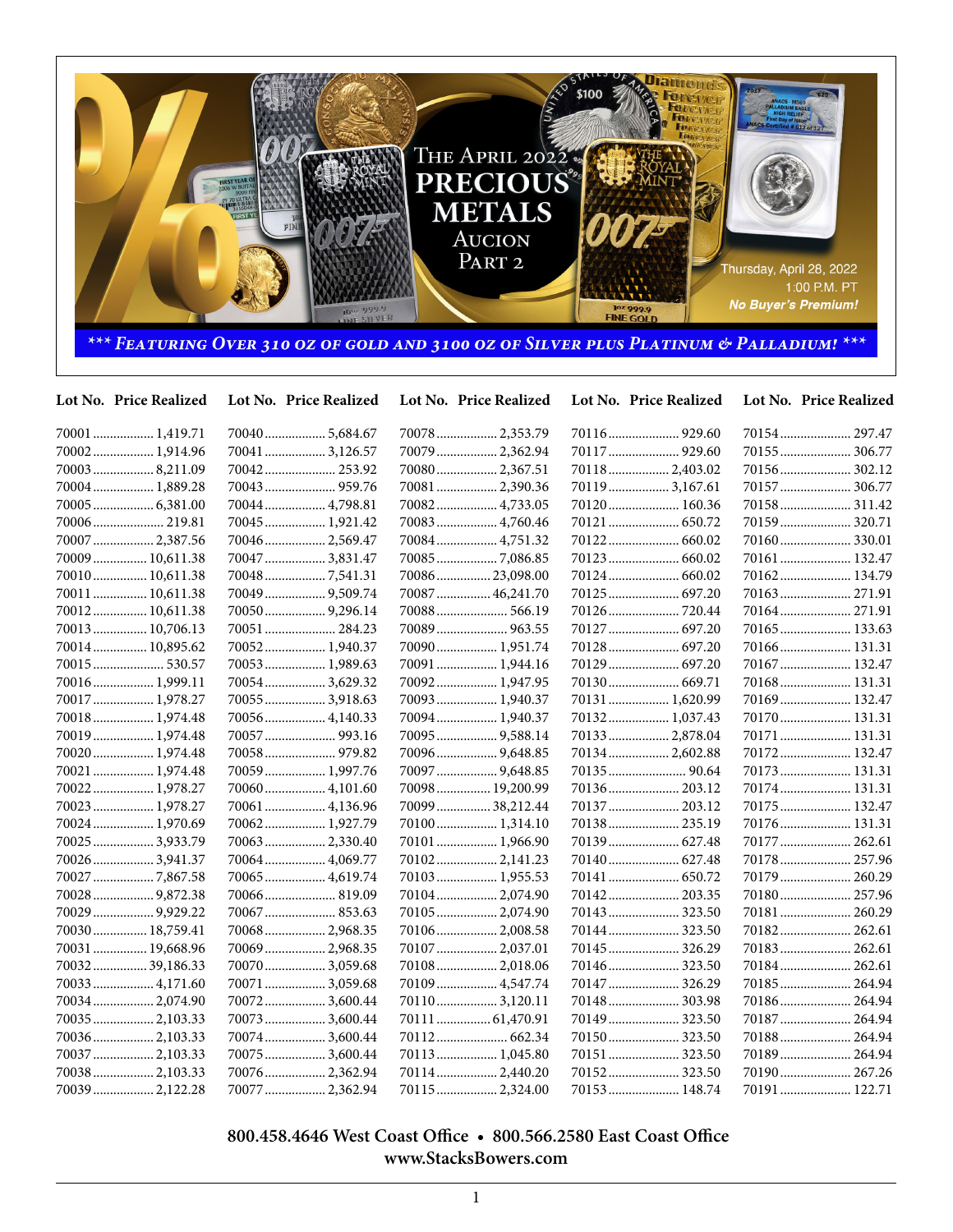# The April 2022 Precious Metals Aucion Part 2

Thursday, April 28, 2022
1:00 P.M. PT
*No Buyer's Premium!*

*** *Featuring Over 310 oz of Gold and 3100 oz of Silver plus Platinum & Palladium!* ***

| Lot No. | Price Realized | Lot No. | Price Realized | Lot No. | Price Realized | Lot No. | Price Realized | Lot No. | Price Realized |
|---|---|---|---|---|---|---|---|---|---|
| 70001 | 1,419.71 | 70040 | 5,684.67 | 70078 | 2,353.79 | 70116 | 929.60 | 70154 | 297.47 |
| 70002 | 1,914.96 | 70041 | 3,126.57 | 70079 | 2,362.94 | 70117 | 929.60 | 70155 | 306.77 |
| 70003 | 8,211.09 | 70042 | 253.92 | 70080 | 2,367.51 | 70118 | 2,403.02 | 70156 | 302.12 |
| 70004 | 1,889.28 | 70043 | 959.76 | 70081 | 2,390.36 | 70119 | 3,167.61 | 70157 | 306.77 |
| 70005 | 6,381.00 | 70044 | 4,798.81 | 70082 | 4,733.05 | 70120 | 160.36 | 70158 | 311.42 |
| 70006 | 219.81 | 70045 | 1,921.42 | 70083 | 4,760.46 | 70121 | 650.72 | 70159 | 320.71 |
| 70007 | 2,387.56 | 70046 | 2,569.47 | 70084 | 4,751.32 | 70122 | 660.02 | 70160 | 330.01 |
| 70009 | 10,611.38 | 70047 | 3,831.47 | 70085 | 7,086.85 | 70123 | 660.02 | 70161 | 132.47 |
| 70010 | 10,611.38 | 70048 | 7,541.31 | 70086 | 23,098.00 | 70124 | 660.02 | 70162 | 134.79 |
| 70011 | 10,611.38 | 70049 | 9,509.74 | 70087 | 46,241.70 | 70125 | 697.20 | 70163 | 271.91 |
| 70012 | 10,611.38 | 70050 | 9,296.14 | 70088 | 566.19 | 70126 | 720.44 | 70164 | 271.91 |
| 70013 | 10,706.13 | 70051 | 284.23 | 70089 | 963.55 | 70127 | 697.20 | 70165 | 133.63 |
| 70014 | 10,895.62 | 70052 | 1,940.37 | 70090 | 1,951.74 | 70128 | 697.20 | 70166 | 131.31 |
| 70015 | 530.57 | 70053 | 1,989.63 | 70091 | 1,944.16 | 70129 | 697.20 | 70167 | 132.47 |
| 70016 | 1,999.11 | 70054 | 3,629.32 | 70092 | 1,947.95 | 70130 | 669.71 | 70168 | 131.31 |
| 70017 | 1,978.27 | 70055 | 3,918.63 | 70093 | 1,940.37 | 70131 | 1,620.99 | 70169 | 132.47 |
| 70018 | 1,974.48 | 70056 | 4,140.33 | 70094 | 1,940.37 | 70132 | 1,037.43 | 70170 | 131.31 |
| 70019 | 1,974.48 | 70057 | 993.16 | 70095 | 9,588.14 | 70133 | 2,878.04 | 70171 | 131.31 |
| 70020 | 1,974.48 | 70058 | 979.82 | 70096 | 9,648.85 | 70134 | 2,602.88 | 70172 | 132.47 |
| 70021 | 1,974.48 | 70059 | 1,997.76 | 70097 | 9,648.85 | 70135 | 90.64 | 70173 | 131.31 |
| 70022 | 1,978.27 | 70060 | 4,101.60 | 70098 | 19,200.99 | 70136 | 203.12 | 70174 | 131.31 |
| 70023 | 1,978.27 | 70061 | 4,136.96 | 70099 | 38,212.44 | 70137 | 203.12 | 70175 | 132.47 |
| 70024 | 1,970.69 | 70062 | 1,927.79 | 70100 | 1,314.10 | 70138 | 235.19 | 70176 | 131.31 |
| 70025 | 3,933.79 | 70063 | 2,330.40 | 70101 | 1,966.90 | 70139 | 627.48 | 70177 | 262.61 |
| 70026 | 3,941.37 | 70064 | 4,069.77 | 70102 | 2,141.23 | 70140 | 627.48 | 70178 | 257.96 |
| 70027 | 7,867.58 | 70065 | 4,619.74 | 70103 | 1,955.53 | 70141 | 650.72 | 70179 | 260.29 |
| 70028 | 9,872.38 | 70066 | 819.09 | 70104 | 2,074.90 | 70142 | 203.35 | 70180 | 257.96 |
| 70029 | 9,929.22 | 70067 | 853.63 | 70105 | 2,074.90 | 70143 | 323.50 | 70181 | 260.29 |
| 70030 | 18,759.41 | 70068 | 2,968.35 | 70106 | 2,008.58 | 70144 | 323.50 | 70182 | 262.61 |
| 70031 | 19,668.96 | 70069 | 2,968.35 | 70107 | 2,037.01 | 70145 | 326.29 | 70183 | 262.61 |
| 70032 | 39,186.33 | 70070 | 3,059.68 | 70108 | 2,018.06 | 70146 | 323.50 | 70184 | 262.61 |
| 70033 | 4,171.60 | 70071 | 3,059.68 | 70109 | 4,547.74 | 70147 | 326.29 | 70185 | 264.94 |
| 70034 | 2,074.90 | 70072 | 3,600.44 | 70110 | 3,120.11 | 70148 | 303.98 | 70186 | 264.94 |
| 70035 | 2,103.33 | 70073 | 3,600.44 | 70111 | 61,470.91 | 70149 | 323.50 | 70187 | 264.94 |
| 70036 | 2,103.33 | 70074 | 3,600.44 | 70112 | 662.34 | 70150 | 323.50 | 70188 | 264.94 |
| 70037 | 2,103.33 | 70075 | 3,600.44 | 70113 | 1,045.80 | 70151 | 323.50 | 70189 | 264.94 |
| 70038 | 2,103.33 | 70076 | 2,362.94 | 70114 | 2,440.20 | 70152 | 323.50 | 70190 | 267.26 |
| 70039 | 2,122.28 | 70077 | 2,362.94 | 70115 | 2,324.00 | 70153 | 148.74 | 70191 | 122.71 |

**800.458.4646 West Coast Office • 800.566.2580 East Coast Office**
**www.StacksBowers.com**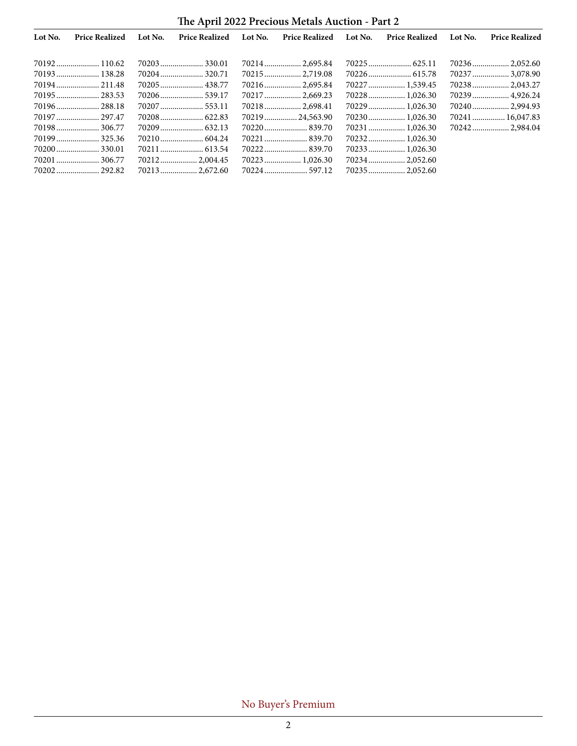# The April 2022 Precious Metals Auction - Part 2

| Lot No. | Price Realized | Lot No. | Price Realized | Lot No. | Price Realized | Lot No. | Price Realized | Lot No. | Price Realized |
|---|---|---|---|---|---|---|---|---|---|
| 70192 | 110.62 | 70203 | 330.01 | 70214 | 2,695.84 | 70225 | 625.11 | 70236 | 2,052.60 |
| 70193 | 138.28 | 70204 | 320.71 | 70215 | 2,719.08 | 70226 | 615.78 | 70237 | 3,078.90 |
| 70194 | 211.48 | 70205 | 438.77 | 70216 | 2,695.84 | 70227 | 1,539.45 | 70238 | 2,043.27 |
| 70195 | 283.53 | 70206 | 539.17 | 70217 | 2,669.23 | 70228 | 1,026.30 | 70239 | 4,926.24 |
| 70196 | 288.18 | 70207 | 553.11 | 70218 | 2,698.41 | 70229 | 1,026.30 | 70240 | 2,994.93 |
| 70197 | 297.47 | 70208 | 622.83 | 70219 | 24,563.90 | 70230 | 1,026.30 | 70241 | 16,047.83 |
| 70198 | 306.77 | 70209 | 632.13 | 70220 | 839.70 | 70231 | 1,026.30 | 70242 | 2,984.04 |
| 70199 | 325.36 | 70210 | 604.24 | 70221 | 839.70 | 70232 | 1,026.30 | | |
| 70200 | 330.01 | 70211 | 613.54 | 70222 | 839.70 | 70233 | 1,026.30 | | |
| 70201 | 306.77 | 70212 | 2,004.45 | 70223 | 1,026.30 | 70234 | 2,052.60 | | |
| 70202 | 292.82 | 70213 | 2,672.60 | 70224 | 597.12 | 70235 | 2,052.60 | | |

No Buyer's Premium